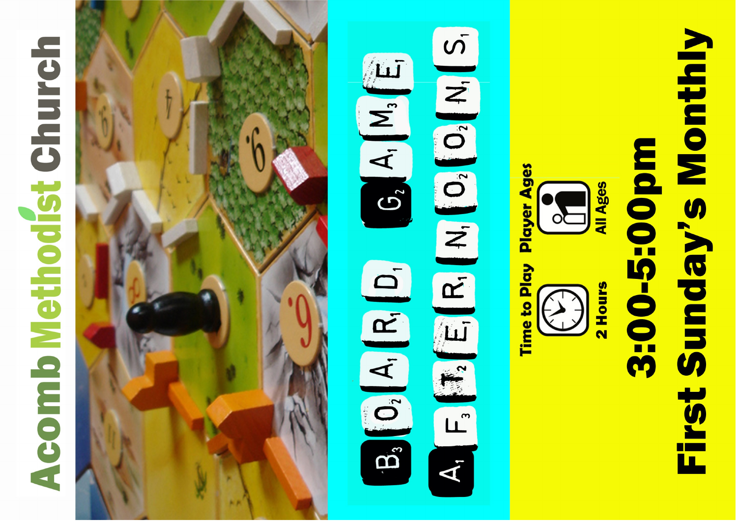# Acomb Methodist Church

# BOARD GAME AFTERNOONS

**Time to Play**
2 Hours

**Player Ages**
All Ages

## 3:00-5:00pm

## First Sunday's Monthly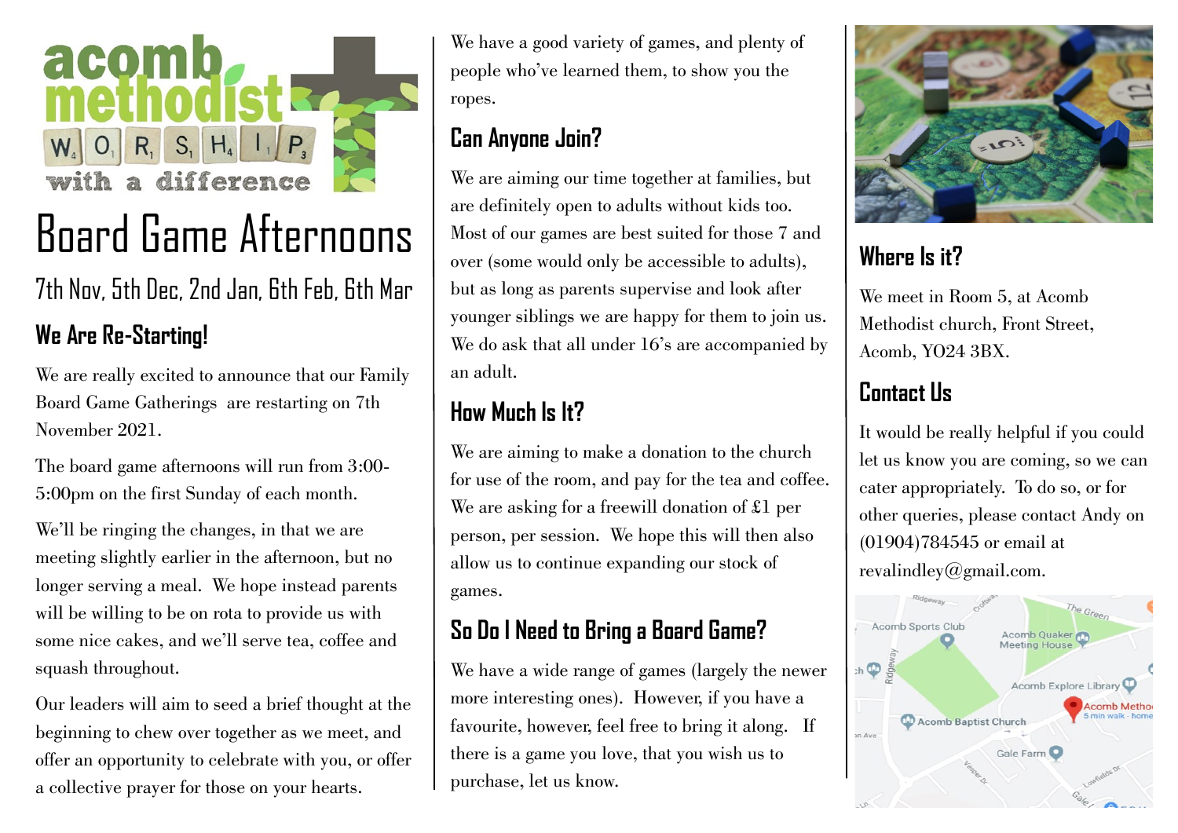acomb methodist WORSHIP with a difference

# Board Game Afternoons

7th Nov, 5th Dec, 2nd Jan, 6th Feb, 6th Mar

## We Are Re-Starting!

We are really excited to announce that our Family Board Game Gatherings are restarting on 7th November 2021.

The board game afternoons will run from 3:00-5:00pm on the first Sunday of each month.

We'll be ringing the changes, in that we are meeting slightly earlier in the afternoon, but no longer serving a meal. We hope instead parents will be willing to be on rota to provide us with some nice cakes, and we'll serve tea, coffee and squash throughout.

Our leaders will aim to seed a brief thought at the beginning to chew over together as we meet, and offer an opportunity to celebrate with you, or offer a collective prayer for those on your hearts.

We have a good variety of games, and plenty of people who've learned them, to show you the ropes.

## Can Anyone Join?

We are aiming our time together at families, but are definitely open to adults without kids too. Most of our games are best suited for those 7 and over (some would only be accessible to adults), but as long as parents supervise and look after younger siblings we are happy for them to join us. We do ask that all under 16's are accompanied by an adult.

## How Much Is It?

We are aiming to make a donation to the church for use of the room, and pay for the tea and coffee. We are asking for a freewill donation of £1 per person, per session. We hope this will then also allow us to continue expanding our stock of games.

## So Do I Need to Bring a Board Game?

We have a wide range of games (largely the newer more interesting ones). However, if you have a favourite, however, feel free to bring it along. If there is a game you love, that you wish us to purchase, let us know.

## Where Is it?

We meet in Room 5, at Acomb Methodist church, Front Street, Acomb, YO24 3BX.

## Contact Us

It would be really helpful if you could let us know you are coming, so we can cater appropriately. To do so, or for other queries, please contact Andy on (01904)784545 or email at revalindley@gmail.com.